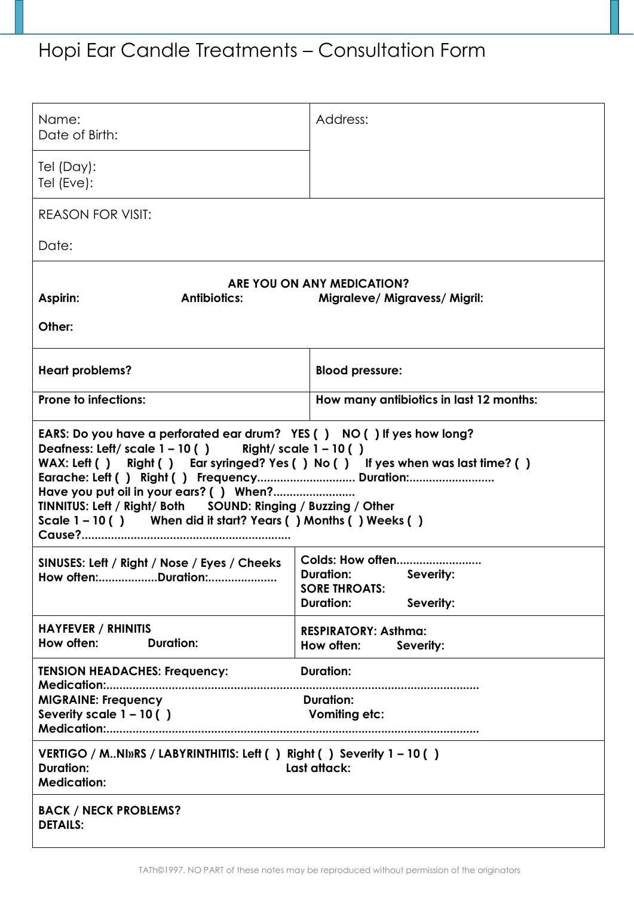# Hopi Ear Candle Treatments – Consultation Form

| Name:<br>Date of Birth: | Address: |
|---|---|
| Tel (Day):<br>Tel (Eve): | |

REASON FOR VISIT:

Date:

**ARE YOU ON ANY MEDICATION?**

**Aspirin:** **Antibiotics:** **Migraleve/ Migravess/ Migril:**

**Other:**

| **Heart problems?** | **Blood pressure:** |
|---|---|
| **Prone to infections:** | **How many antibiotics in last 12 months:** |

**EARS: Do you have a perforated ear drum? YES ( ) NO ( ) If yes how long?**
**Deafness: Left/ scale 1 – 10 ( ) Right/ scale 1 – 10 ( )**
**WAX: Left ( ) Right ( ) Ear syringed? Yes ( ) No ( ) If yes when was last time? ( )**
**Earache: Left ( ) Right ( ) Frequency............................ Duration:.........................**
**Have you put oil in your ears? ( ) When?........................**
**TINNITUS: Left / Right/ Both SOUND: Ringing / Buzzing / Other**
**Scale 1 – 10 ( ) When did it start? Years ( ) Months ( ) Weeks ( )**
**Cause?..............................................................**

| **SINUSES: Left / Right / Nose / Eyes / Cheeks**<br>**How often:.................Duration:....................** | **Colds: How often.........................**<br>**Duration: Severity:**<br>**SORE THROATS:**<br>**Duration: Severity:** |
|---|---|
| **HAYFEVER / RHINITIS**<br>**How often: Duration:** | **RESPIRATORY: Asthma:**<br>**How often: Severity:** |

**TENSION HEADACHES: Frequency: Duration:**
**Medication:...............................................................................................................**
**MIGRAINE: Frequency Duration:**
**Severity scale 1 – 10 ( ) Vomiting etc:**
**Medication:...............................................................................................................**

**VERTIGO / M..NI»RS / LABYRINTHITIS: Left ( ) Right ( ) Severity 1 – 10 ( )**
**Duration: Last attack:**
**Medication:**

**BACK / NECK PROBLEMS?**
**DETAILS:**

TATh©1997. NO PART of these notes may be reproduced without permission of the originators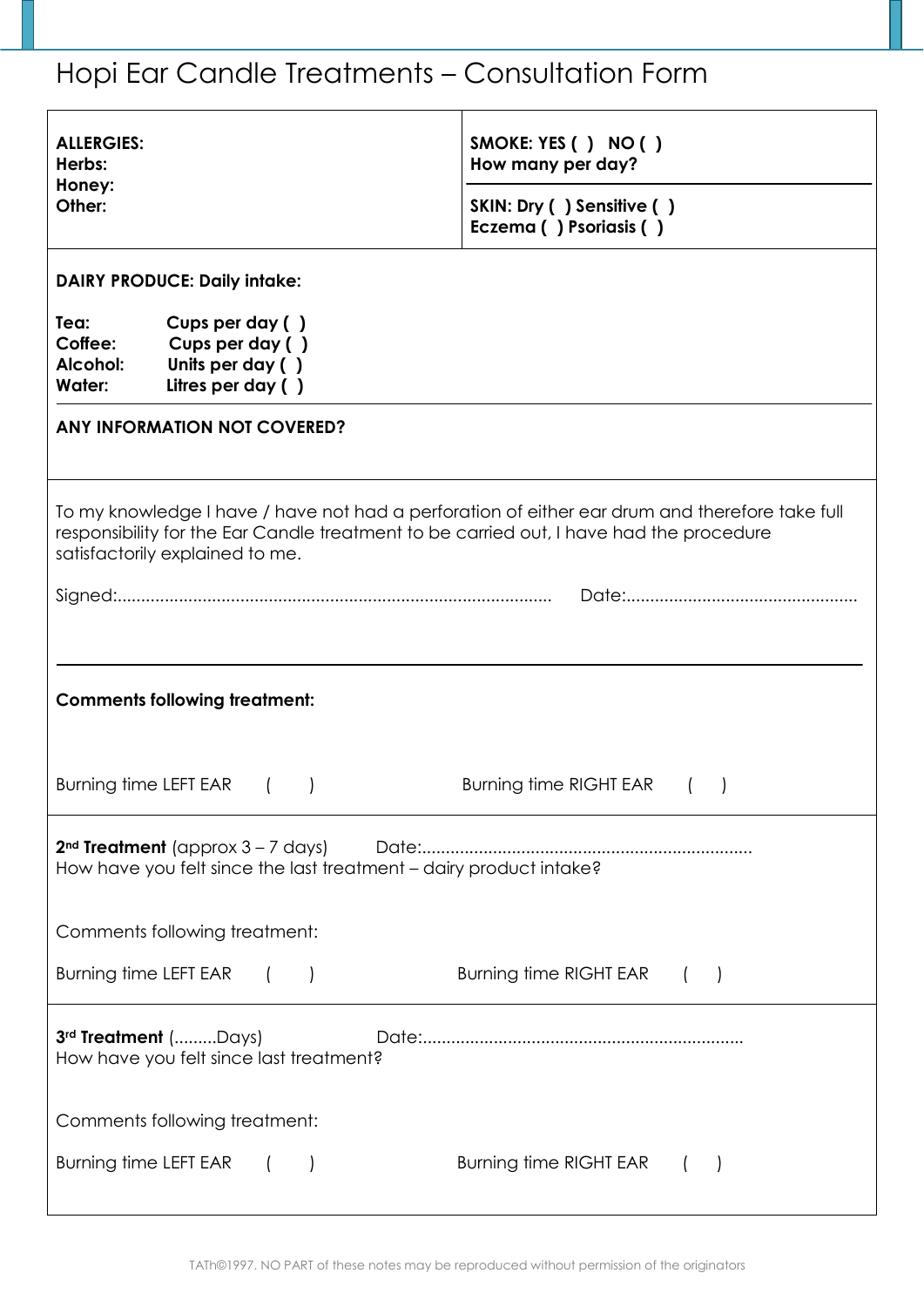# Hopi Ear Candle Treatments – Consultation Form

| | |
|---|---|
| **ALLERGIES:**<br>**Herbs:**<br>**Honey:**<br>**Other:** | **SMOKE: YES ( ) NO ( )**<br>**How many per day?**<br><br>**SKIN: Dry ( ) Sensitive ( )**<br>**Eczema ( ) Psoriasis ( )** |

**DAIRY PRODUCE: Daily intake:**

**Tea:** **Cups per day ( )**
**Coffee:** **Cups per day ( )**
**Alcohol:** **Units per day ( )**
**Water:** **Litres per day ( )**

**ANY INFORMATION NOT COVERED?**

To my knowledge I have / have not had a perforation of either ear drum and therefore take full responsibility for the Ear Candle treatment to be carried out, I have had the procedure satisfactorily explained to me.

Signed:.......................................................................................... Date:.................................................

---

**Comments following treatment:**

Burning time LEFT EAR ( ) Burning time RIGHT EAR ( )

---

**2nd Treatment** (approx 3 – 7 days) Date:......................................................................
How have you felt since the last treatment – dairy product intake?

Comments following treatment:

Burning time LEFT EAR ( ) Burning time RIGHT EAR ( )

---

**3rd Treatment** (.........Days) Date:...................................................................
How have you felt since last treatment?

Comments following treatment:

Burning time LEFT EAR ( ) Burning time RIGHT EAR ( )

TATh©1997. NO PART of these notes may be reproduced without permission of the originators